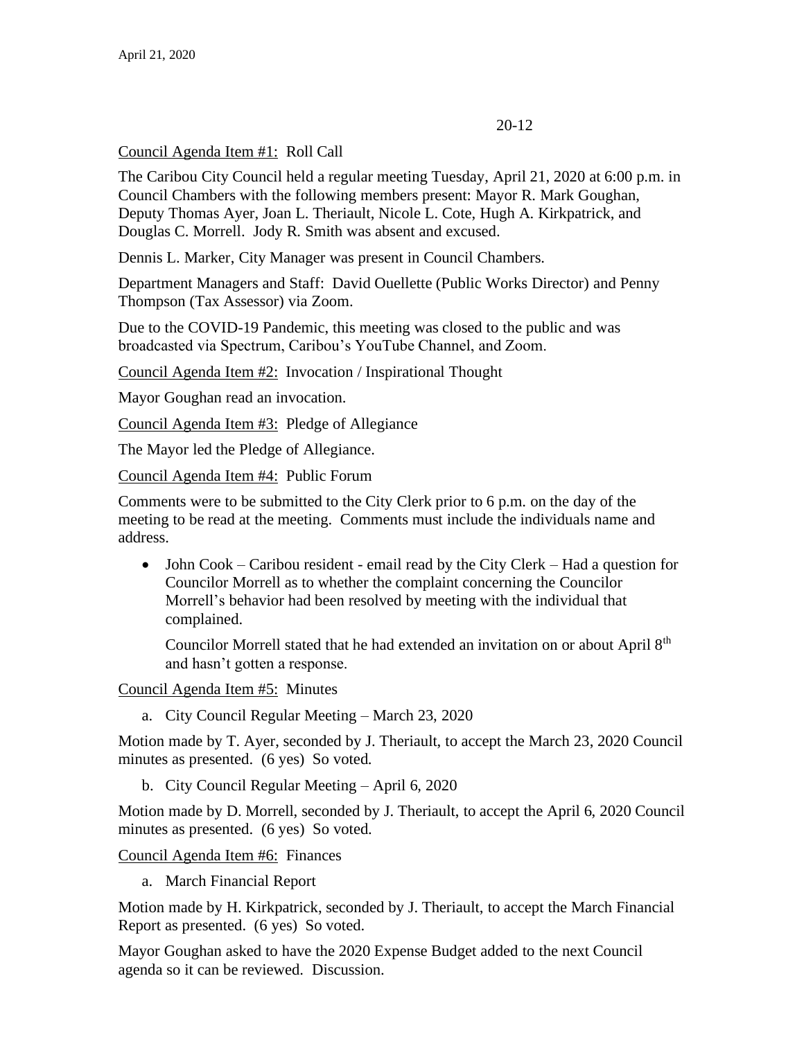20-12

Council Agenda Item #1: Roll Call

The Caribou City Council held a regular meeting Tuesday, April 21, 2020 at 6:00 p.m. in Council Chambers with the following members present: Mayor R. Mark Goughan, Deputy Thomas Ayer, Joan L. Theriault, Nicole L. Cote, Hugh A. Kirkpatrick, and Douglas C. Morrell. Jody R. Smith was absent and excused.

Dennis L. Marker, City Manager was present in Council Chambers.

Department Managers and Staff: David Ouellette (Public Works Director) and Penny Thompson (Tax Assessor) via Zoom.

Due to the COVID-19 Pandemic, this meeting was closed to the public and was broadcasted via Spectrum, Caribou's YouTube Channel, and Zoom.

Council Agenda Item #2: Invocation / Inspirational Thought

Mayor Goughan read an invocation.

Council Agenda Item #3: Pledge of Allegiance

The Mayor led the Pledge of Allegiance.

Council Agenda Item #4: Public Forum

Comments were to be submitted to the City Clerk prior to 6 p.m. on the day of the meeting to be read at the meeting. Comments must include the individuals name and address.

- John Cook – Caribou resident - email read by the City Clerk – Had a question for Councilor Morrell as to whether the complaint concerning the Councilor Morrell's behavior had been resolved by meeting with the individual that complained.

  Councilor Morrell stated that he had extended an invitation on or about April 8th and hasn't gotten a response.

Council Agenda Item #5: Minutes

a. City Council Regular Meeting – March 23, 2020

Motion made by T. Ayer, seconded by J. Theriault, to accept the March 23, 2020 Council minutes as presented. (6 yes) So voted.

b. City Council Regular Meeting – April 6, 2020

Motion made by D. Morrell, seconded by J. Theriault, to accept the April 6, 2020 Council minutes as presented. (6 yes) So voted.

Council Agenda Item #6: Finances

a. March Financial Report

Motion made by H. Kirkpatrick, seconded by J. Theriault, to accept the March Financial Report as presented. (6 yes) So voted.

Mayor Goughan asked to have the 2020 Expense Budget added to the next Council agenda so it can be reviewed. Discussion.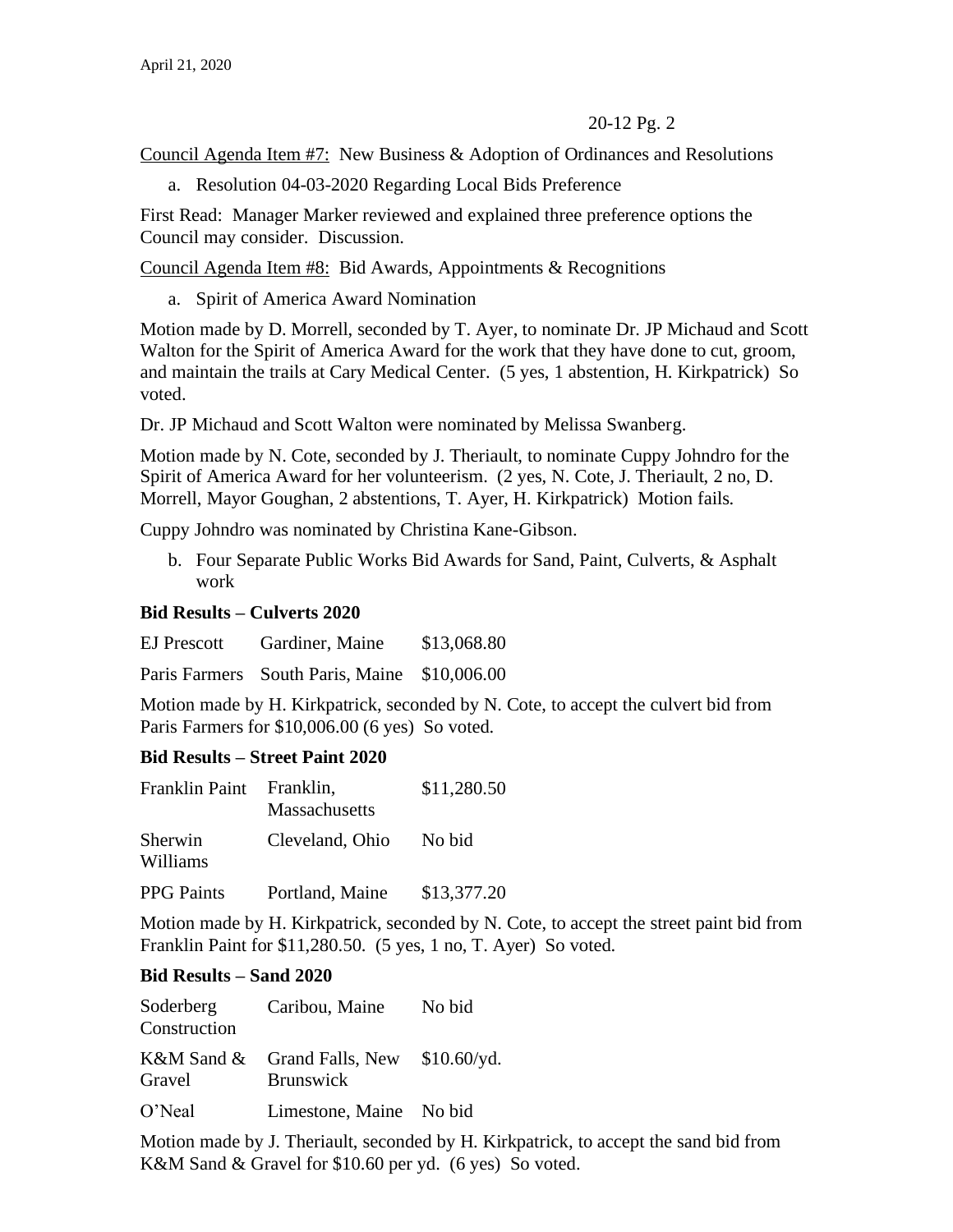20-12 Pg. 2

Council Agenda Item #7: New Business & Adoption of Ordinances and Resolutions

a. Resolution 04-03-2020 Regarding Local Bids Preference

First Read: Manager Marker reviewed and explained three preference options the Council may consider. Discussion.

Council Agenda Item #8: Bid Awards, Appointments & Recognitions

a. Spirit of America Award Nomination

Motion made by D. Morrell, seconded by T. Ayer, to nominate Dr. JP Michaud and Scott Walton for the Spirit of America Award for the work that they have done to cut, groom, and maintain the trails at Cary Medical Center. (5 yes, 1 abstention, H. Kirkpatrick) So voted.

Dr. JP Michaud and Scott Walton were nominated by Melissa Swanberg.

Motion made by N. Cote, seconded by J. Theriault, to nominate Cuppy Johndro for the Spirit of America Award for her volunteerism. (2 yes, N. Cote, J. Theriault, 2 no, D. Morrell, Mayor Goughan, 2 abstentions, T. Ayer, H. Kirkpatrick) Motion fails.

Cuppy Johndro was nominated by Christina Kane-Gibson.

b. Four Separate Public Works Bid Awards for Sand, Paint, Culverts, & Asphalt work

**Bid Results – Culverts 2020**

| | | |
|---|---|---|
| EJ Prescott | Gardiner, Maine | $13,068.80 |
| Paris Farmers | South Paris, Maine | $10,006.00 |

Motion made by H. Kirkpatrick, seconded by N. Cote, to accept the culvert bid from Paris Farmers for $10,006.00 (6 yes) So voted.

**Bid Results – Street Paint 2020**

| | | |
|---|---|---|
| Franklin Paint | Franklin, Massachusetts | $11,280.50 |
| Sherwin Williams | Cleveland, Ohio | No bid |
| PPG Paints | Portland, Maine | $13,377.20 |

Motion made by H. Kirkpatrick, seconded by N. Cote, to accept the street paint bid from Franklin Paint for $11,280.50. (5 yes, 1 no, T. Ayer) So voted.

**Bid Results – Sand 2020**

| | | |
|---|---|---|
| Soderberg Construction | Caribou, Maine | No bid |
| K&M Sand & Gravel | Grand Falls, New Brunswick | $10.60/yd. |
| O'Neal | Limestone, Maine | No bid |

Motion made by J. Theriault, seconded by H. Kirkpatrick, to accept the sand bid from K&M Sand & Gravel for $10.60 per yd. (6 yes) So voted.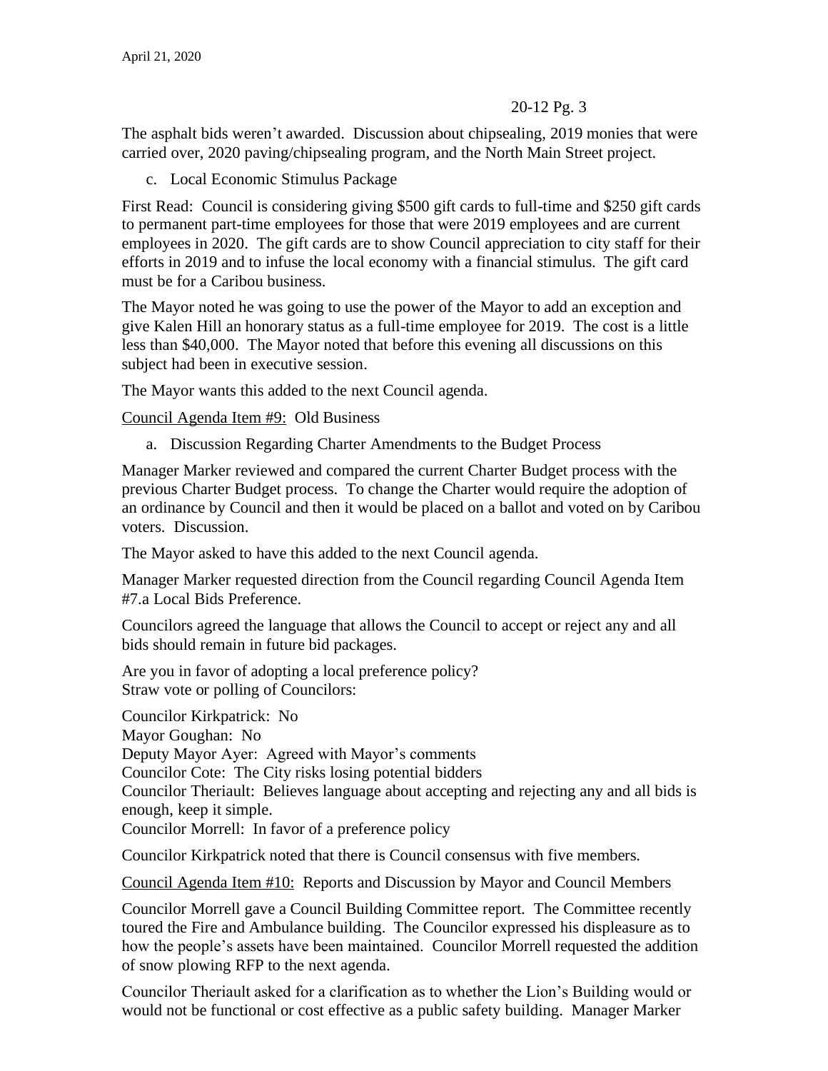The asphalt bids weren't awarded. Discussion about chipsealing, 2019 monies that were carried over, 2020 paving/chipsealing program, and the North Main Street project.

c. Local Economic Stimulus Package

First Read: Council is considering giving $500 gift cards to full-time and $250 gift cards to permanent part-time employees for those that were 2019 employees and are current employees in 2020. The gift cards are to show Council appreciation to city staff for their efforts in 2019 and to infuse the local economy with a financial stimulus. The gift card must be for a Caribou business.

The Mayor noted he was going to use the power of the Mayor to add an exception and give Kalen Hill an honorary status as a full-time employee for 2019. The cost is a little less than $40,000. The Mayor noted that before this evening all discussions on this subject had been in executive session.

The Mayor wants this added to the next Council agenda.

Council Agenda Item #9: Old Business

a. Discussion Regarding Charter Amendments to the Budget Process

Manager Marker reviewed and compared the current Charter Budget process with the previous Charter Budget process. To change the Charter would require the adoption of an ordinance by Council and then it would be placed on a ballot and voted on by Caribou voters. Discussion.

The Mayor asked to have this added to the next Council agenda.

Manager Marker requested direction from the Council regarding Council Agenda Item #7.a Local Bids Preference.

Councilors agreed the language that allows the Council to accept or reject any and all bids should remain in future bid packages.

Are you in favor of adopting a local preference policy?
Straw vote or polling of Councilors:

Councilor Kirkpatrick: No
Mayor Goughan: No
Deputy Mayor Ayer: Agreed with Mayor's comments
Councilor Cote: The City risks losing potential bidders
Councilor Theriault: Believes language about accepting and rejecting any and all bids is enough, keep it simple.
Councilor Morrell: In favor of a preference policy

Councilor Kirkpatrick noted that there is Council consensus with five members.

Council Agenda Item #10: Reports and Discussion by Mayor and Council Members

Councilor Morrell gave a Council Building Committee report. The Committee recently toured the Fire and Ambulance building. The Councilor expressed his displeasure as to how the people's assets have been maintained. Councilor Morrell requested the addition of snow plowing RFP to the next agenda.

Councilor Theriault asked for a clarification as to whether the Lion's Building would or would not be functional or cost effective as a public safety building. Manager Marker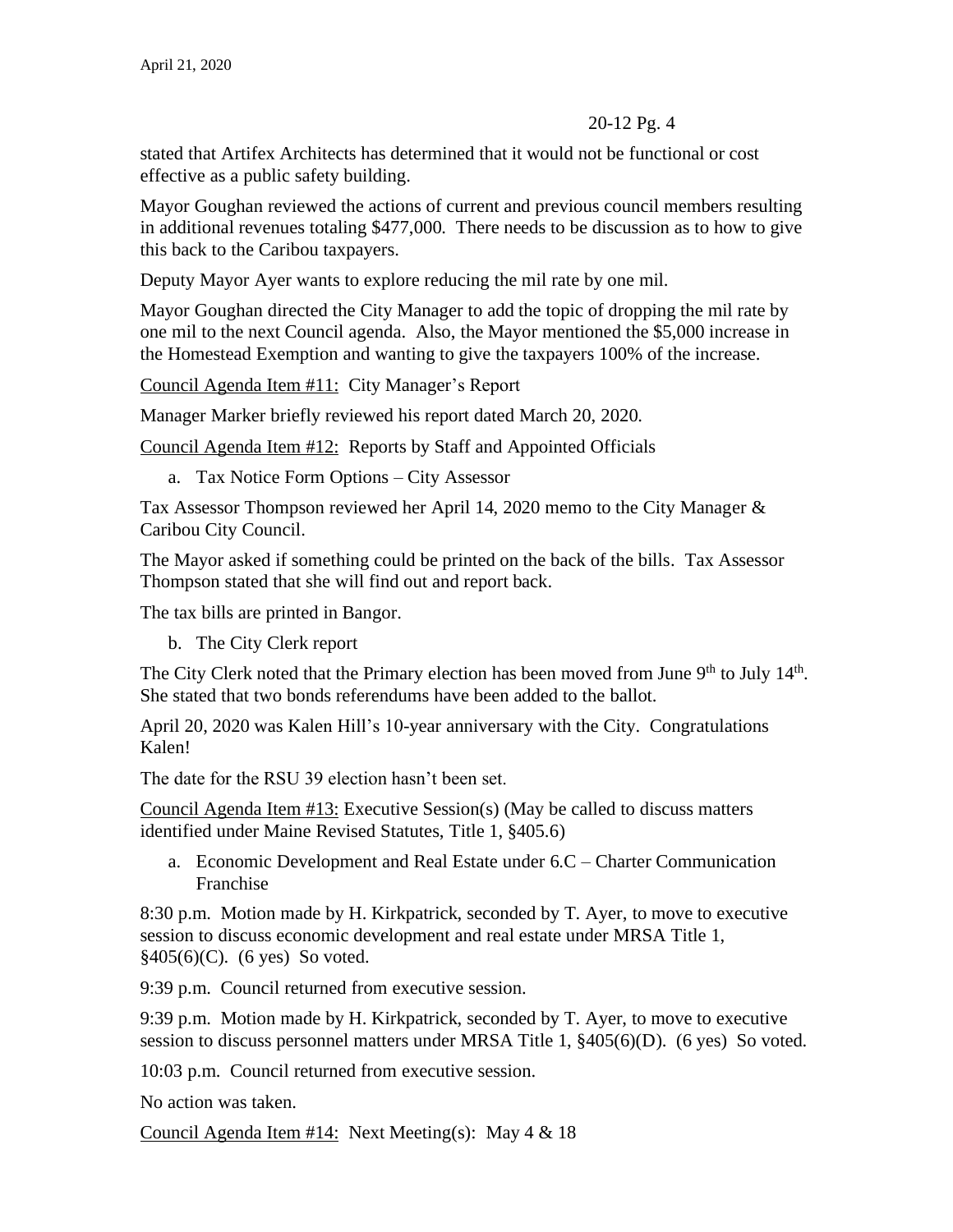stated that Artifex Architects has determined that it would not be functional or cost effective as a public safety building.

Mayor Goughan reviewed the actions of current and previous council members resulting in additional revenues totaling $477,000. There needs to be discussion as to how to give this back to the Caribou taxpayers.

Deputy Mayor Ayer wants to explore reducing the mil rate by one mil.

Mayor Goughan directed the City Manager to add the topic of dropping the mil rate by one mil to the next Council agenda. Also, the Mayor mentioned the $5,000 increase in the Homestead Exemption and wanting to give the taxpayers 100% of the increase.

Council Agenda Item #11: City Manager's Report

Manager Marker briefly reviewed his report dated March 20, 2020.

Council Agenda Item #12: Reports by Staff and Appointed Officials

a. Tax Notice Form Options – City Assessor

Tax Assessor Thompson reviewed her April 14, 2020 memo to the City Manager & Caribou City Council.

The Mayor asked if something could be printed on the back of the bills. Tax Assessor Thompson stated that she will find out and report back.

The tax bills are printed in Bangor.

b. The City Clerk report

The City Clerk noted that the Primary election has been moved from June 9th to July 14th. She stated that two bonds referendums have been added to the ballot.

April 20, 2020 was Kalen Hill's 10-year anniversary with the City. Congratulations Kalen!

The date for the RSU 39 election hasn't been set.

Council Agenda Item #13: Executive Session(s) (May be called to discuss matters identified under Maine Revised Statutes, Title 1, §405.6)

a. Economic Development and Real Estate under 6.C – Charter Communication Franchise

8:30 p.m. Motion made by H. Kirkpatrick, seconded by T. Ayer, to move to executive session to discuss economic development and real estate under MRSA Title 1, §405(6)(C). (6 yes) So voted.

9:39 p.m. Council returned from executive session.

9:39 p.m. Motion made by H. Kirkpatrick, seconded by T. Ayer, to move to executive session to discuss personnel matters under MRSA Title 1, §405(6)(D). (6 yes) So voted.

10:03 p.m. Council returned from executive session.

No action was taken.

Council Agenda Item #14: Next Meeting(s): May 4 & 18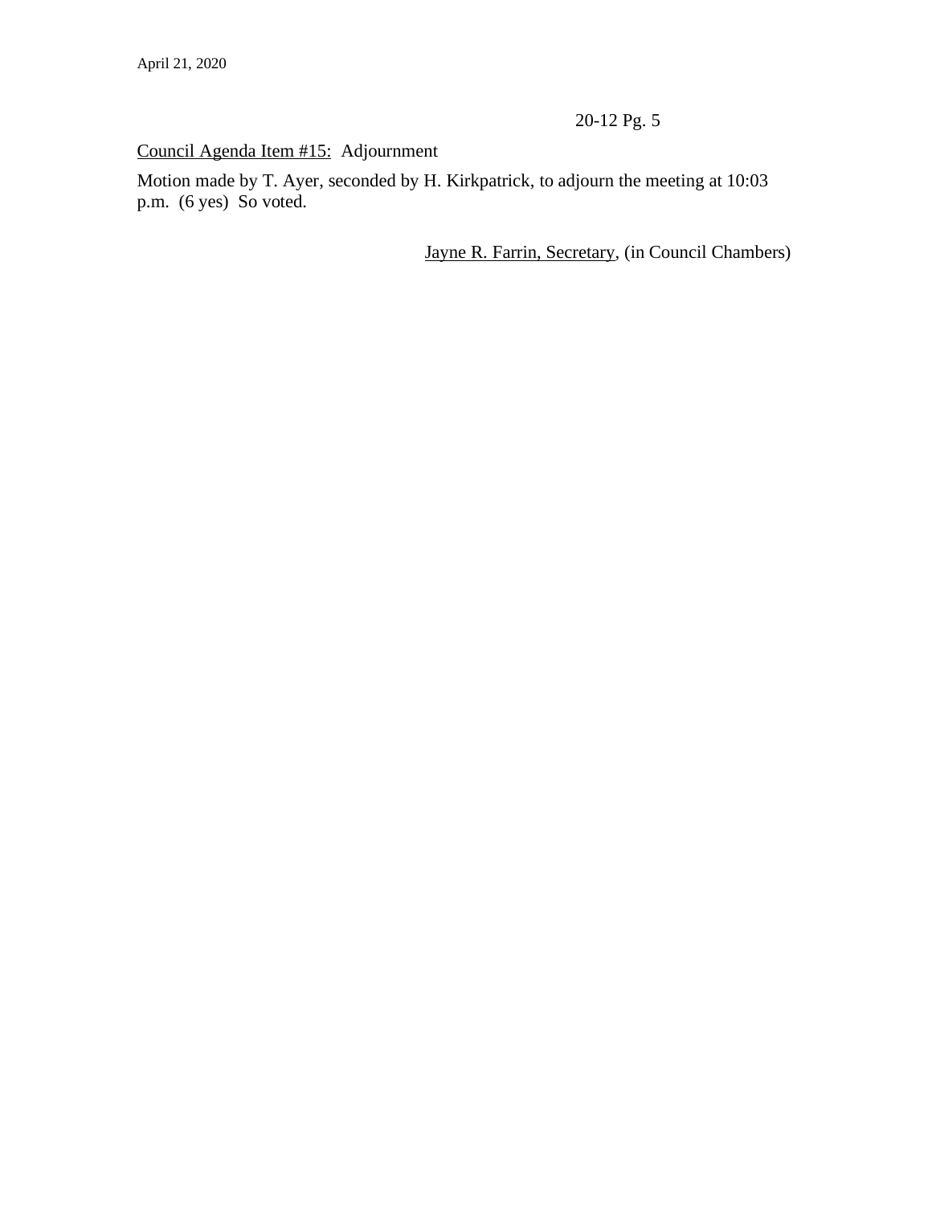Council Agenda Item #15: Adjournment

Motion made by T. Ayer, seconded by H. Kirkpatrick, to adjourn the meeting at 10:03 p.m. (6 yes) So voted.

Jayne R. Farrin, Secretary, (in Council Chambers)